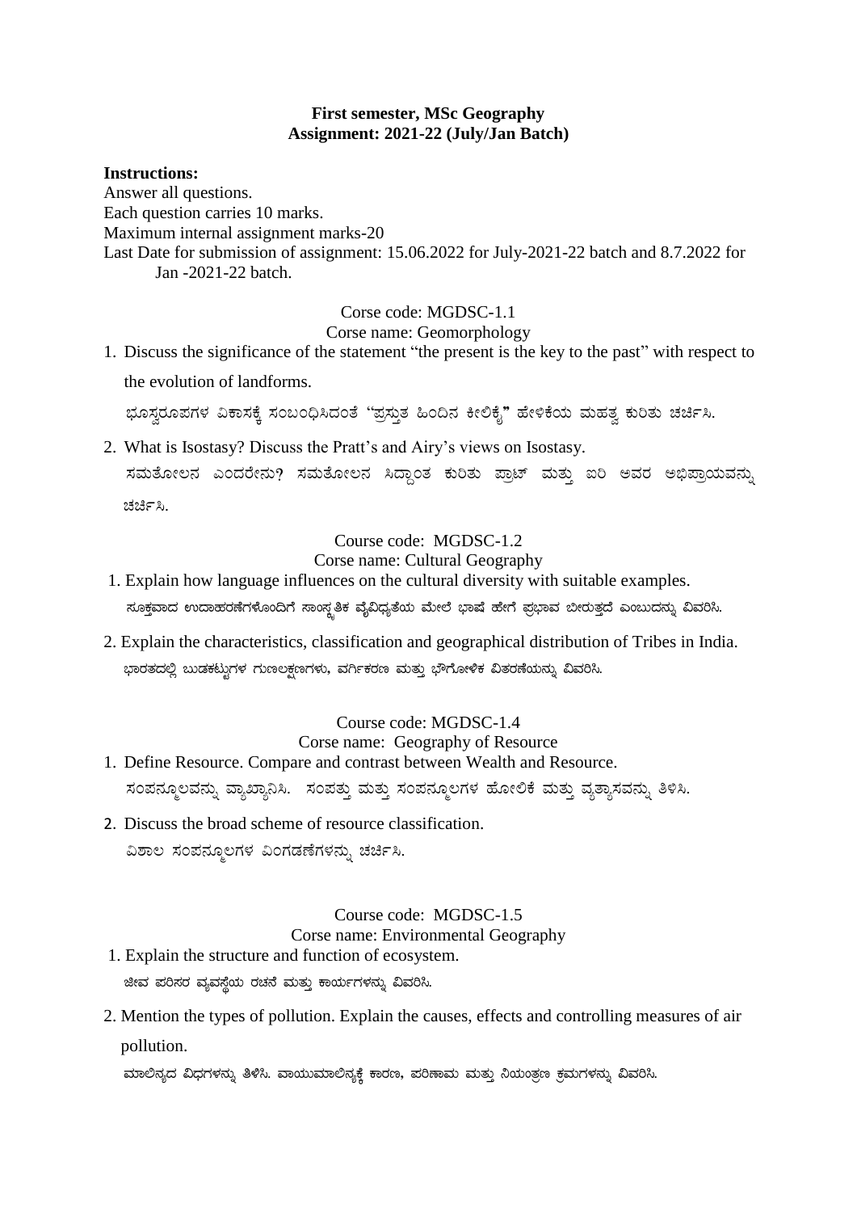**First semester, MSc Geography**
**Assignment: 2021-22 (July/Jan Batch)**

**Instructions:**

Answer all questions.
Each question carries 10 marks.
Maximum internal assignment marks-20
Last Date for submission of assignment: 15.06.2022 for July-2021-22 batch and 8.7.2022 for Jan -2021-22 batch.

Corse code: MGDSC-1.1
Corse name: Geomorphology

1. Discuss the significance of the statement "the present is the key to the past" with respect to the evolution of landforms.

   ಭೂಸ್ವರೂಪಗಳ ವಿಕಾಸಕ್ಕೆ ಸಂಬಂಧಿಸಿದಂತೆ "ಪ್ರಸ್ತುತ ಹಿಂದಿನ ಕೀಲಿಕೈ" ಹೇಳಿಕೆಯ ಮಹತ್ವ ಕುರಿತು ಚರ್ಚಿಸಿ.

2. What is Isostasy? Discuss the Pratt's and Airy's views on Isostasy.

   ಸಮತೋಲನ ಎಂದರೇನು? ಸಮತೋಲನ ಸಿದ್ಧಾಂತ ಕುರಿತು ಪ್ರಾಟ್ ಮತ್ತು ಐರಿ ಅವರ ಅಭಿಪ್ರಾಯವನ್ನು ಚರ್ಚಿಸಿ.

Course code: MGDSC-1.2
Corse name: Cultural Geography

1. Explain how language influences on the cultural diversity with suitable examples.

   ಸೂಕ್ತವಾದ ಉದಾಹರಣೆಗಳೊಂದಿಗೆ ಸಾಂಸ್ಕೃತಿಕ ವೈವಿಧ್ಯತೆಯ ಮೇಲೆ ಭಾಷೆ ಹೇಗೆ ಪ್ರಭಾವ ಬೀರುತ್ತದೆ ಎಂಬುದನ್ನು ವಿವರಿಸಿ.

2. Explain the characteristics, classification and geographical distribution of Tribes in India.

   ಭಾರತದಲ್ಲಿ ಬುಡಕಟ್ಟುಗಳ ಗುಣಲಕ್ಷಣಗಳು, ವರ್ಗೀಕರಣ ಮತ್ತು ಭೌಗೋಳಿಕ ವಿತರಣೆಯನ್ನು ವಿವರಿಸಿ.

Course code: MGDSC-1.4
Corse name: Geography of Resource

1. Define Resource. Compare and contrast between Wealth and Resource.

   ಸಂಪನ್ಮೂಲವನ್ನು ವ್ಯಾಖ್ಯಾನಿಸಿ. ಸಂಪತ್ತು ಮತ್ತು ಸಂಪನ್ಮೂಲಗಳ ಹೋಲಿಕೆ ಮತ್ತು ವ್ಯತ್ಯಾಸವನ್ನು ತಿಳಿಸಿ.

2. Discuss the broad scheme of resource classification.

   ವಿಶಾಲ ಸಂಪನ್ಮೂಲಗಳ ವಿಂಗಡಣೆಗಳನ್ನು ಚರ್ಚಿಸಿ.

Course code: MGDSC-1.5
Corse name: Environmental Geography

1. Explain the structure and function of ecosystem.

   ಜೀವ ಪರಿಸರ ವ್ಯವಸ್ಥೆಯ ರಚನೆ ಮತ್ತು ಕಾರ್ಯಗಳನ್ನು ವಿವರಿಸಿ.

2. Mention the types of pollution. Explain the causes, effects and controlling measures of air pollution.

   ಮಾಲಿನ್ಯದ ವಿಧಗಳನ್ನು ತಿಳಿಸಿ. ವಾಯುಮಾಲಿನ್ಯಕ್ಕೆ ಕಾರಣ, ಪರಿಣಾಮ ಮತ್ತು ನಿಯಂತ್ರಣ ಕ್ರಮಗಳನ್ನು ವಿವರಿಸಿ.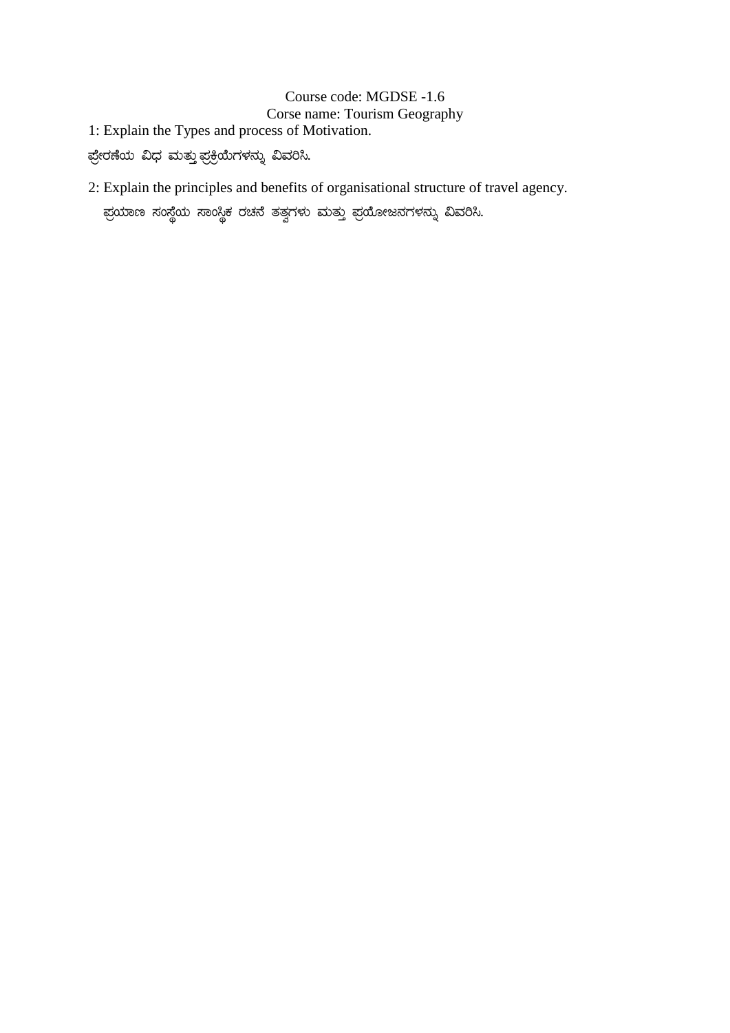Course code: MGDSE -1.6

Corse name: Tourism Geography

1: Explain the Types and process of Motivation.

ಪ್ರೇರಣೆಯ ವಿಧ ಮತ್ತು ಪ್ರಕ್ರಿಯೆಗಳನ್ನು ವಿವರಿಸಿ.

2: Explain the principles and benefits of organisational structure of travel agency.

ಪ್ರಯಾಣ ಸಂಸ್ಥೆಯ ಸಾಂಸ್ಥಿಕ ರಚನೆ ತತ್ವಗಳು ಮತ್ತು ಪ್ರಯೋಜನಗಳನ್ನು ವಿವರಿಸಿ.